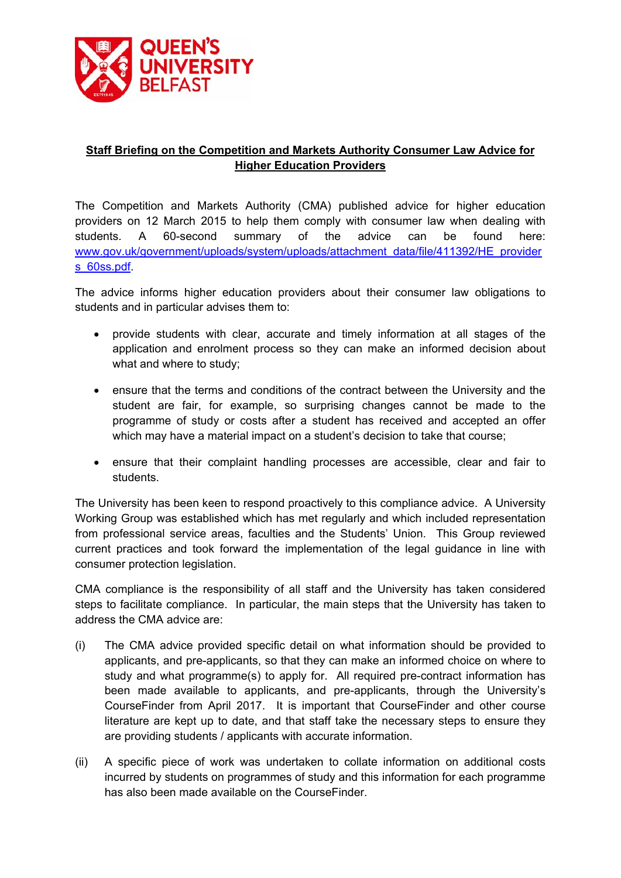**Staff Briefing on the Competition and Markets Authority Consumer Law Advice for Higher Education Providers**

The Competition and Markets Authority (CMA) published advice for higher education providers on 12 March 2015 to help them comply with consumer law when dealing with students. A 60-second summary of the advice can be found here: [www.gov.uk/government/uploads/system/uploads/attachment_data/file/411392/HE_providers_60ss.pdf](www.gov.uk/government/uploads/system/uploads/attachment_data/file/411392/HE_providers_60ss.pdf).

The advice informs higher education providers about their consumer law obligations to students and in particular advises them to:

- provide students with clear, accurate and timely information at all stages of the application and enrolment process so they can make an informed decision about what and where to study;
- ensure that the terms and conditions of the contract between the University and the student are fair, for example, so surprising changes cannot be made to the programme of study or costs after a student has received and accepted an offer which may have a material impact on a student's decision to take that course;
- ensure that their complaint handling processes are accessible, clear and fair to students.

The University has been keen to respond proactively to this compliance advice. A University Working Group was established which has met regularly and which included representation from professional service areas, faculties and the Students' Union. This Group reviewed current practices and took forward the implementation of the legal guidance in line with consumer protection legislation.

CMA compliance is the responsibility of all staff and the University has taken considered steps to facilitate compliance. In particular, the main steps that the University has taken to address the CMA advice are:

(i) The CMA advice provided specific detail on what information should be provided to applicants, and pre-applicants, so that they can make an informed choice on where to study and what programme(s) to apply for. All required pre-contract information has been made available to applicants, and pre-applicants, through the University's CourseFinder from April 2017. It is important that CourseFinder and other course literature are kept up to date, and that staff take the necessary steps to ensure they are providing students / applicants with accurate information.

(ii) A specific piece of work was undertaken to collate information on additional costs incurred by students on programmes of study and this information for each programme has also been made available on the CourseFinder.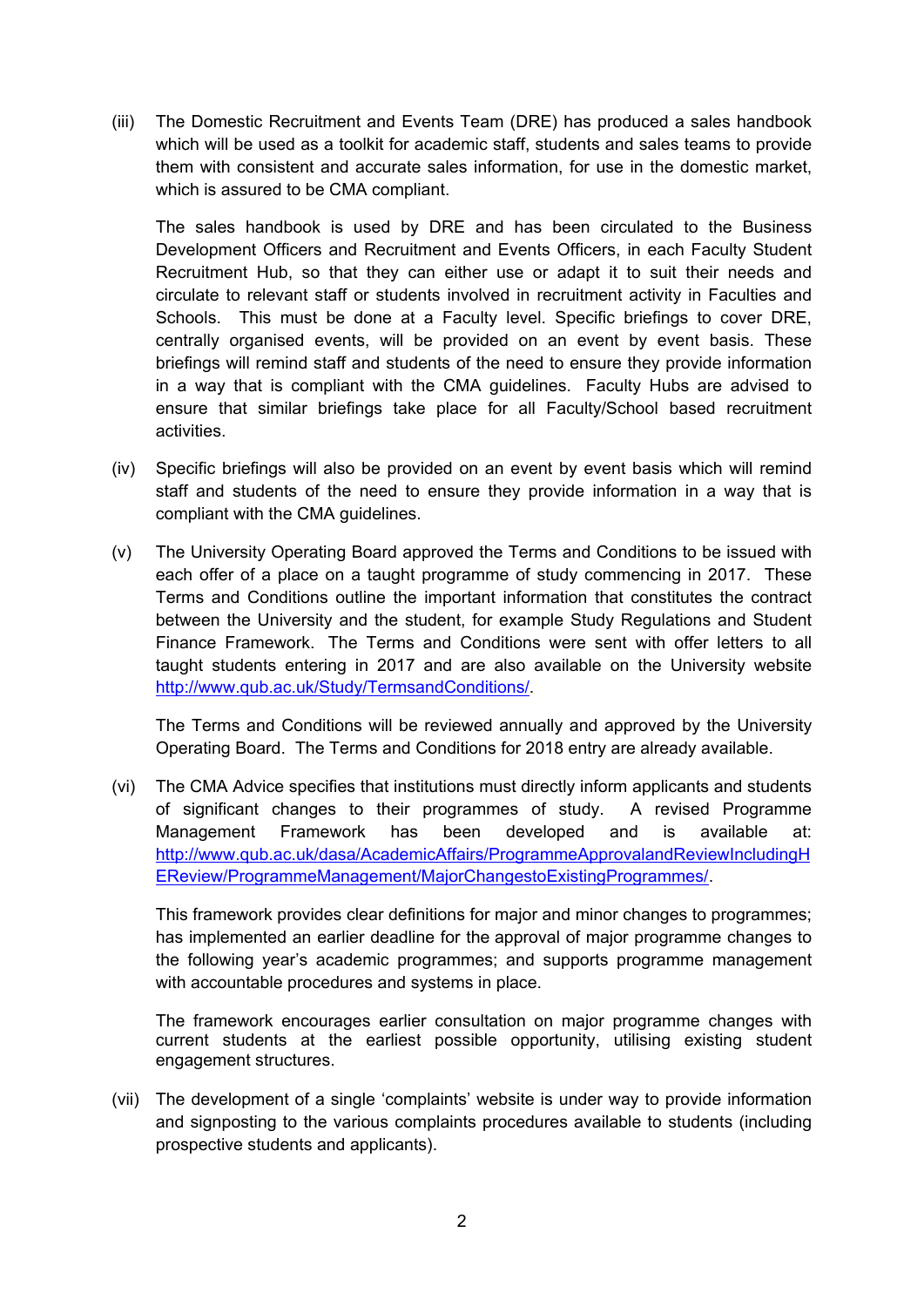(iii) The Domestic Recruitment and Events Team (DRE) has produced a sales handbook which will be used as a toolkit for academic staff, students and sales teams to provide them with consistent and accurate sales information, for use in the domestic market, which is assured to be CMA compliant.

The sales handbook is used by DRE and has been circulated to the Business Development Officers and Recruitment and Events Officers, in each Faculty Student Recruitment Hub, so that they can either use or adapt it to suit their needs and circulate to relevant staff or students involved in recruitment activity in Faculties and Schools. This must be done at a Faculty level. Specific briefings to cover DRE, centrally organised events, will be provided on an event by event basis. These briefings will remind staff and students of the need to ensure they provide information in a way that is compliant with the CMA guidelines. Faculty Hubs are advised to ensure that similar briefings take place for all Faculty/School based recruitment activities.

(iv) Specific briefings will also be provided on an event by event basis which will remind staff and students of the need to ensure they provide information in a way that is compliant with the CMA guidelines.

(v) The University Operating Board approved the Terms and Conditions to be issued with each offer of a place on a taught programme of study commencing in 2017. These Terms and Conditions outline the important information that constitutes the contract between the University and the student, for example Study Regulations and Student Finance Framework. The Terms and Conditions were sent with offer letters to all taught students entering in 2017 and are also available on the University website http://www.qub.ac.uk/Study/TermsandConditions/.

The Terms and Conditions will be reviewed annually and approved by the University Operating Board. The Terms and Conditions for 2018 entry are already available.

(vi) The CMA Advice specifies that institutions must directly inform applicants and students of significant changes to their programmes of study. A revised Programme Management Framework has been developed and is available at: http://www.qub.ac.uk/dasa/AcademicAffairs/ProgrammeApprovalandReviewIncludingHEReview/ProgrammeManagement/MajorChangestoExistingProgrammes/.

This framework provides clear definitions for major and minor changes to programmes; has implemented an earlier deadline for the approval of major programme changes to the following year's academic programmes; and supports programme management with accountable procedures and systems in place.

The framework encourages earlier consultation on major programme changes with current students at the earliest possible opportunity, utilising existing student engagement structures.

(vii) The development of a single 'complaints' website is under way to provide information and signposting to the various complaints procedures available to students (including prospective students and applicants).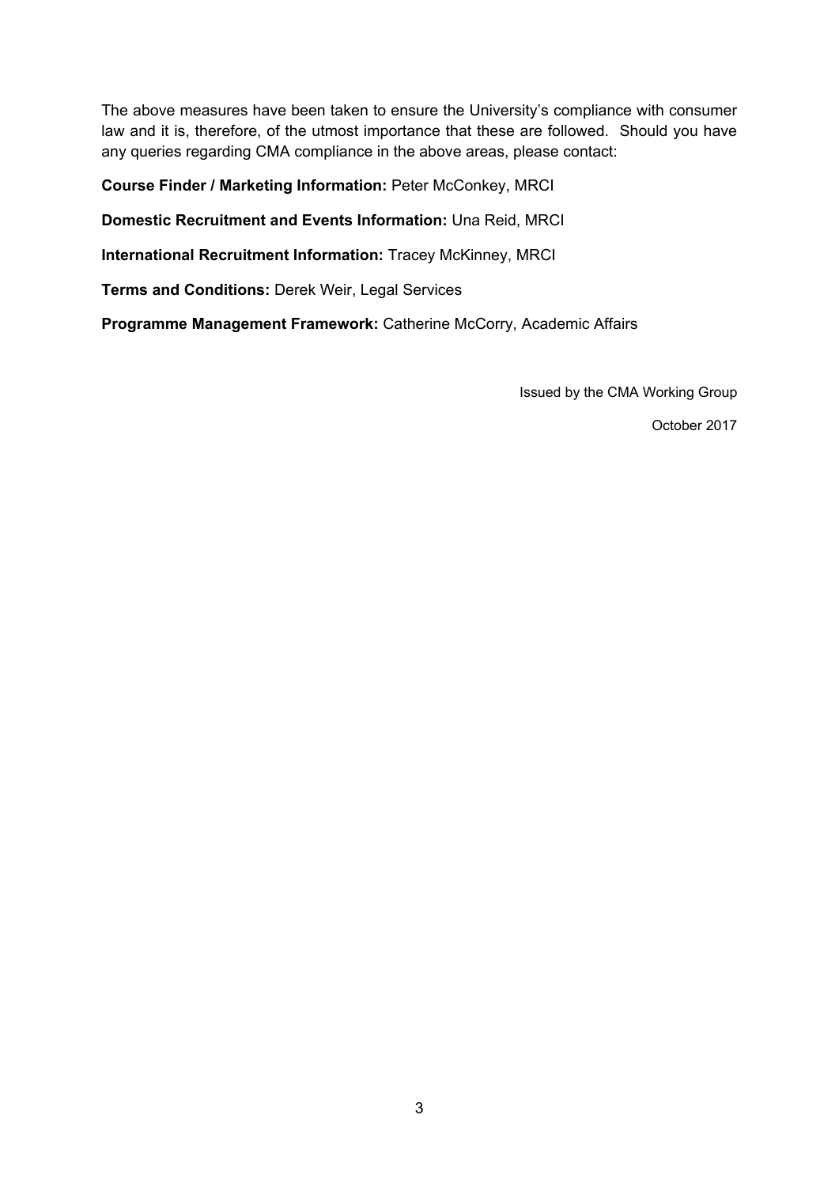The above measures have been taken to ensure the University's compliance with consumer law and it is, therefore, of the utmost importance that these are followed. Should you have any queries regarding CMA compliance in the above areas, please contact:

**Course Finder / Marketing Information:** Peter McConkey, MRCI

**Domestic Recruitment and Events Information:** Una Reid, MRCI

**International Recruitment Information:** Tracey McKinney, MRCI

**Terms and Conditions:** Derek Weir, Legal Services

**Programme Management Framework:** Catherine McCorry, Academic Affairs

Issued by the CMA Working Group

October 2017